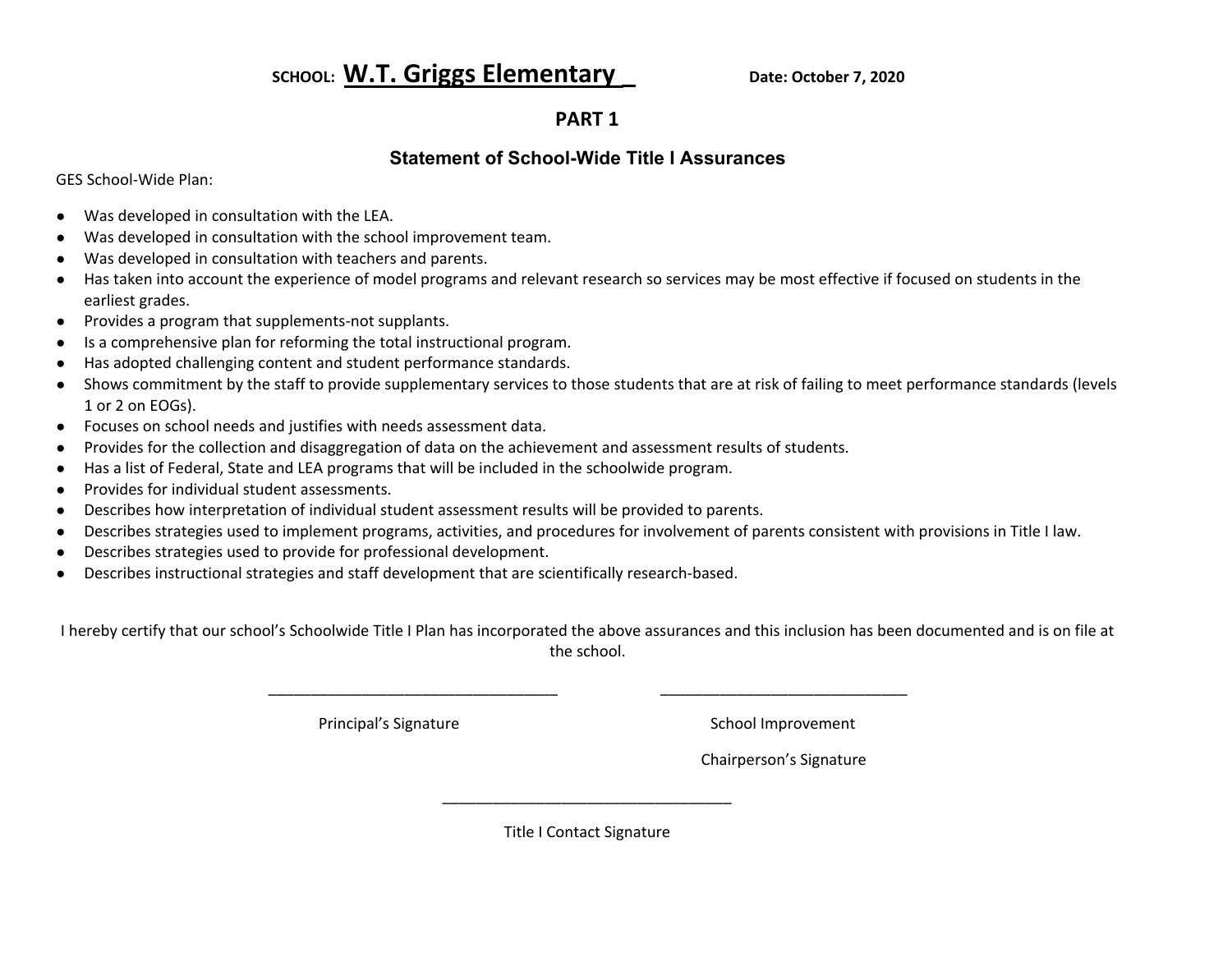**SCHOOL:** **W.T. Griggs Elementary** **Date: October 7, 2020**

## PART 1

### Statement of School-Wide Title I Assurances

GES School-Wide Plan:

- Was developed in consultation with the LEA.
- Was developed in consultation with the school improvement team.
- Was developed in consultation with teachers and parents.
- Has taken into account the experience of model programs and relevant research so services may be most effective if focused on students in the earliest grades.
- Provides a program that supplements-not supplants.
- Is a comprehensive plan for reforming the total instructional program.
- Has adopted challenging content and student performance standards.
- Shows commitment by the staff to provide supplementary services to those students that are at risk of failing to meet performance standards (levels 1 or 2 on EOGs).
- Focuses on school needs and justifies with needs assessment data.
- Provides for the collection and disaggregation of data on the achievement and assessment results of students.
- Has a list of Federal, State and LEA programs that will be included in the schoolwide program.
- Provides for individual student assessments.
- Describes how interpretation of individual student assessment results will be provided to parents.
- Describes strategies used to implement programs, activities, and procedures for involvement of parents consistent with provisions in Title I law.
- Describes strategies used to provide for professional development.
- Describes instructional strategies and staff development that are scientifically research-based.

I hereby certify that our school's Schoolwide Title I Plan has incorporated the above assurances and this inclusion has been documented and is on file at the school.

___________________________________ ______________________________

Principal's Signature School Improvement Chairperson's Signature

___________________________________

Title I Contact Signature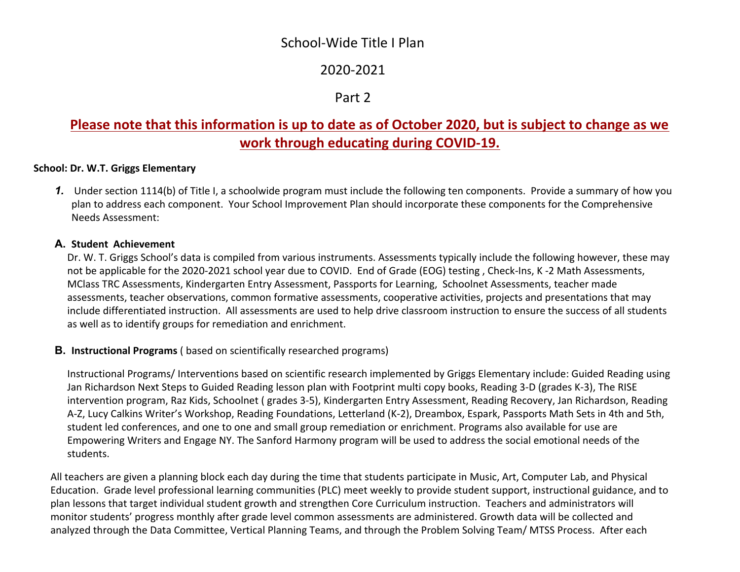# School-Wide Title I Plan

# 2020-2021

# Part 2

## **Please note that this information is up to date as of October 2020, but is subject to change as we work through educating during COVID-19.**

**School: Dr. W.T. Griggs Elementary**

***1.*** Under section 1114(b) of Title I, a schoolwide program must include the following ten components. Provide a summary of how you plan to address each component. Your School Improvement Plan should incorporate these components for the Comprehensive Needs Assessment:

**A. Student Achievement**

Dr. W. T. Griggs School's data is compiled from various instruments. Assessments typically include the following however, these may not be applicable for the 2020-2021 school year due to COVID. End of Grade (EOG) testing , Check-Ins, K -2 Math Assessments, MClass TRC Assessments, Kindergarten Entry Assessment, Passports for Learning, Schoolnet Assessments, teacher made assessments, teacher observations, common formative assessments, cooperative activities, projects and presentations that may include differentiated instruction. All assessments are used to help drive classroom instruction to ensure the success of all students as well as to identify groups for remediation and enrichment.

**B. Instructional Programs** ( based on scientifically researched programs)

Instructional Programs/ Interventions based on scientific research implemented by Griggs Elementary include: Guided Reading using Jan Richardson Next Steps to Guided Reading lesson plan with Footprint multi copy books, Reading 3-D (grades K-3), The RISE intervention program, Raz Kids, Schoolnet ( grades 3-5), Kindergarten Entry Assessment, Reading Recovery, Jan Richardson, Reading A-Z, Lucy Calkins Writer's Workshop, Reading Foundations, Letterland (K-2), Dreambox, Espark, Passports Math Sets in 4th and 5th, student led conferences, and one to one and small group remediation or enrichment. Programs also available for use are Empowering Writers and Engage NY. The Sanford Harmony program will be used to address the social emotional needs of the students.

All teachers are given a planning block each day during the time that students participate in Music, Art, Computer Lab, and Physical Education. Grade level professional learning communities (PLC) meet weekly to provide student support, instructional guidance, and to plan lessons that target individual student growth and strengthen Core Curriculum instruction. Teachers and administrators will monitor students' progress monthly after grade level common assessments are administered. Growth data will be collected and analyzed through the Data Committee, Vertical Planning Teams, and through the Problem Solving Team/ MTSS Process. After each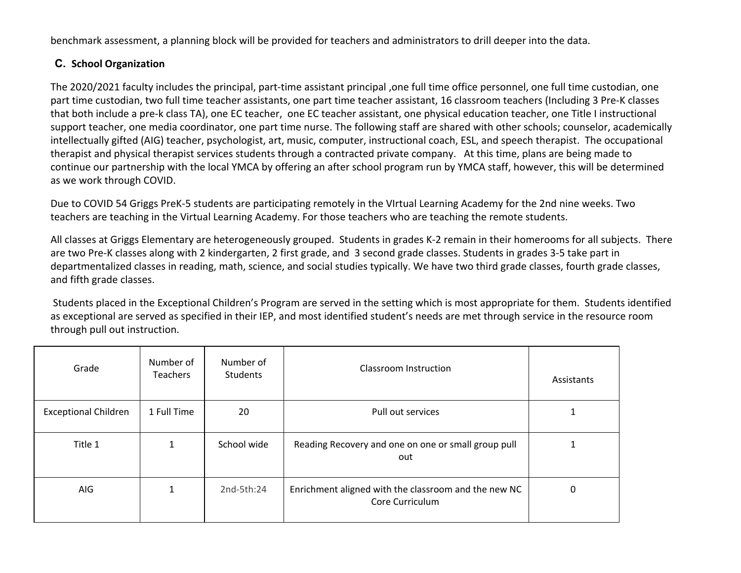benchmark assessment, a planning block will be provided for teachers and administrators to drill deeper into the data.

### C. School Organization

The 2020/2021 faculty includes the principal, part-time assistant principal ,one full time office personnel, one full time custodian, one part time custodian, two full time teacher assistants, one part time teacher assistant, 16 classroom teachers (Including 3 Pre-K classes that both include a pre-k class TA), one EC teacher, one EC teacher assistant, one physical education teacher, one Title I instructional support teacher, one media coordinator, one part time nurse. The following staff are shared with other schools; counselor, academically intellectually gifted (AIG) teacher, psychologist, art, music, computer, instructional coach, ESL, and speech therapist. The occupational therapist and physical therapist services students through a contracted private company. At this time, plans are being made to continue our partnership with the local YMCA by offering an after school program run by YMCA staff, however, this will be determined as we work through COVID.

Due to COVID 54 Griggs PreK-5 students are participating remotely in the VIrtual Learning Academy for the 2nd nine weeks. Two teachers are teaching in the Virtual Learning Academy. For those teachers who are teaching the remote students.

All classes at Griggs Elementary are heterogeneously grouped. Students in grades K-2 remain in their homerooms for all subjects. There are two Pre-K classes along with 2 kindergarten, 2 first grade, and 3 second grade classes. Students in grades 3-5 take part in departmentalized classes in reading, math, science, and social studies typically. We have two third grade classes, fourth grade classes, and fifth grade classes.

Students placed in the Exceptional Children's Program are served in the setting which is most appropriate for them. Students identified as exceptional are served as specified in their IEP, and most identified student's needs are met through service in the resource room through pull out instruction.

| Grade | Number of Teachers | Number of Students | Classroom Instruction | Assistants |
|---|---|---|---|---|
| Exceptional Children | 1 Full Time | 20 | Pull out services | 1 |
| Title 1 | 1 | School wide | Reading Recovery and one on one or small group pull out | 1 |
| AIG | 1 | 2nd-5th:24 | Enrichment aligned with the classroom and the new NC Core Curriculum | 0 |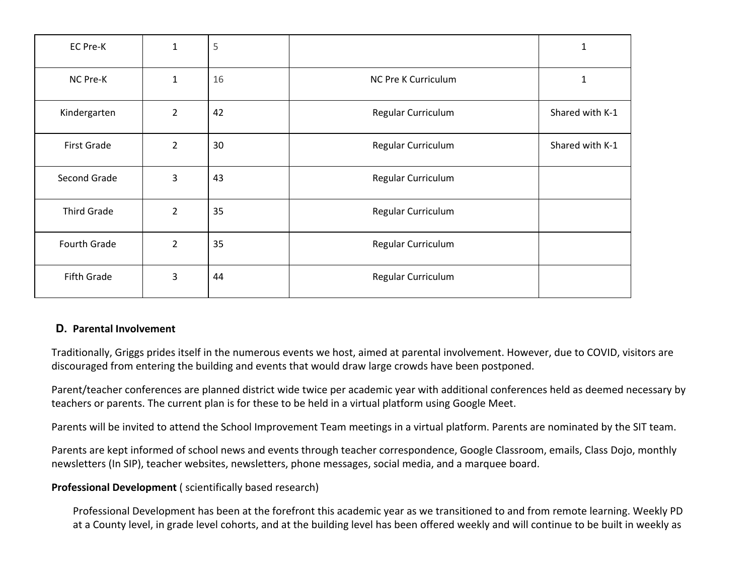| | | | | |
|---|---|---|---|---|
| EC Pre-K | 1 | 5 | | 1 |
| NC Pre-K | 1 | 16 | NC Pre K Curriculum | 1 |
| Kindergarten | 2 | 42 | Regular Curriculum | Shared with K-1 |
| First Grade | 2 | 30 | Regular Curriculum | Shared with K-1 |
| Second Grade | 3 | 43 | Regular Curriculum | |
| Third Grade | 2 | 35 | Regular Curriculum | |
| Fourth Grade | 2 | 35 | Regular Curriculum | |
| Fifth Grade | 3 | 44 | Regular Curriculum | |

### D. Parental Involvement

Traditionally, Griggs prides itself in the numerous events we host, aimed at parental involvement. However, due to COVID, visitors are discouraged from entering the building and events that would draw large crowds have been postponed.

Parent/teacher conferences are planned district wide twice per academic year with additional conferences held as deemed necessary by teachers or parents. The current plan is for these to be held in a virtual platform using Google Meet.

Parents will be invited to attend the School Improvement Team meetings in a virtual platform. Parents are nominated by the SIT team.

Parents are kept informed of school news and events through teacher correspondence, Google Classroom, emails, Class Dojo, monthly newsletters (In SIP), teacher websites, newsletters, phone messages, social media, and a marquee board.

**Professional Development** ( scientifically based research)

Professional Development has been at the forefront this academic year as we transitioned to and from remote learning. Weekly PD at a County level, in grade level cohorts, and at the building level has been offered weekly and will continue to be built in weekly as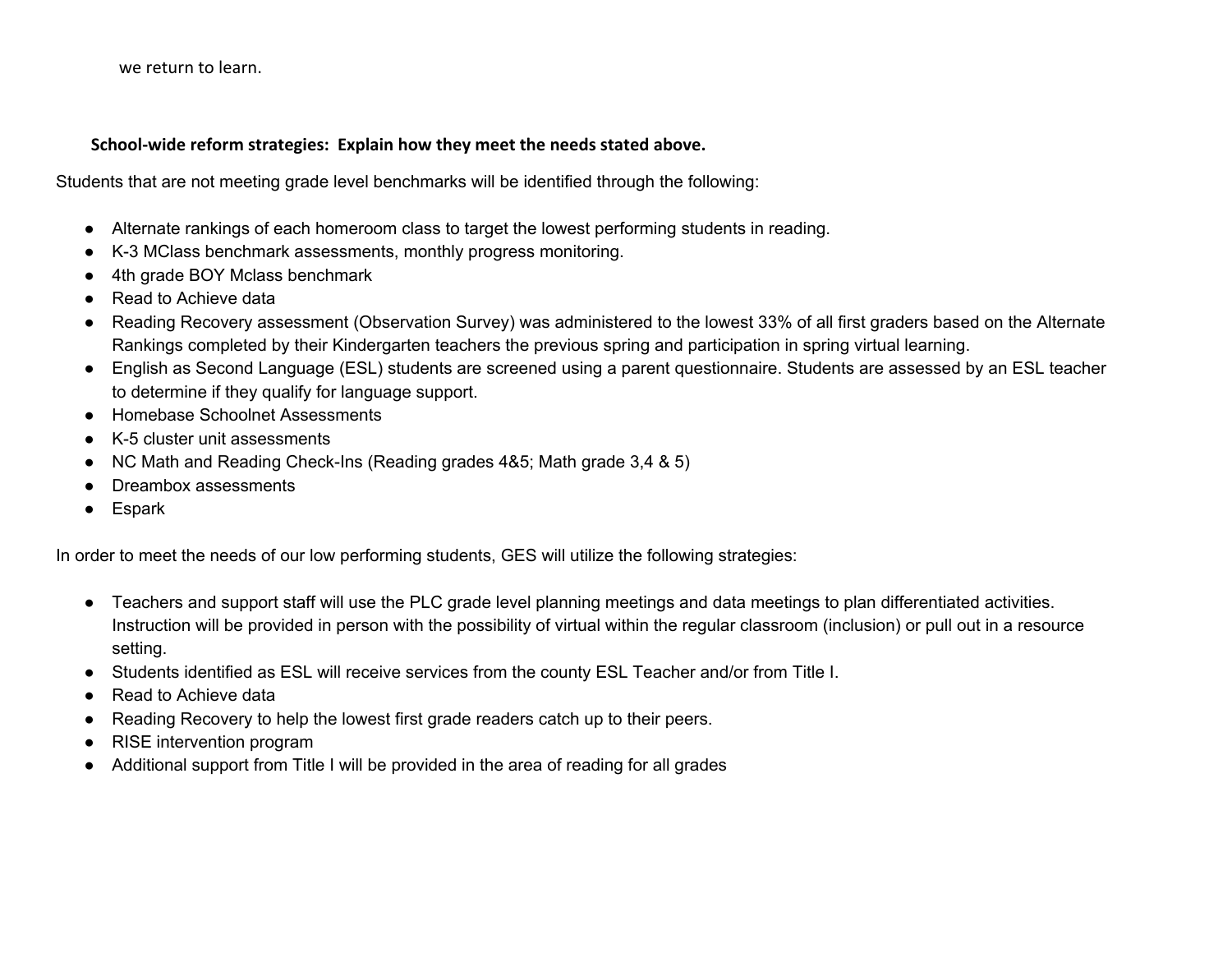we return to learn.

**School-wide reform strategies: Explain how they meet the needs stated above.**

Students that are not meeting grade level benchmarks will be identified through the following:

- Alternate rankings of each homeroom class to target the lowest performing students in reading.
- K-3 MClass benchmark assessments, monthly progress monitoring.
- 4th grade BOY Mclass benchmark
- Read to Achieve data
- Reading Recovery assessment (Observation Survey) was administered to the lowest 33% of all first graders based on the Alternate Rankings completed by their Kindergarten teachers the previous spring and participation in spring virtual learning.
- English as Second Language (ESL) students are screened using a parent questionnaire. Students are assessed by an ESL teacher to determine if they qualify for language support.
- Homebase Schoolnet Assessments
- K-5 cluster unit assessments
- NC Math and Reading Check-Ins (Reading grades 4&5; Math grade 3,4 & 5)
- Dreambox assessments
- Espark

In order to meet the needs of our low performing students, GES will utilize the following strategies:

- Teachers and support staff will use the PLC grade level planning meetings and data meetings to plan differentiated activities. Instruction will be provided in person with the possibility of virtual within the regular classroom (inclusion) or pull out in a resource setting.
- Students identified as ESL will receive services from the county ESL Teacher and/or from Title I.
- Read to Achieve data
- Reading Recovery to help the lowest first grade readers catch up to their peers.
- RISE intervention program
- Additional support from Title I will be provided in the area of reading for all grades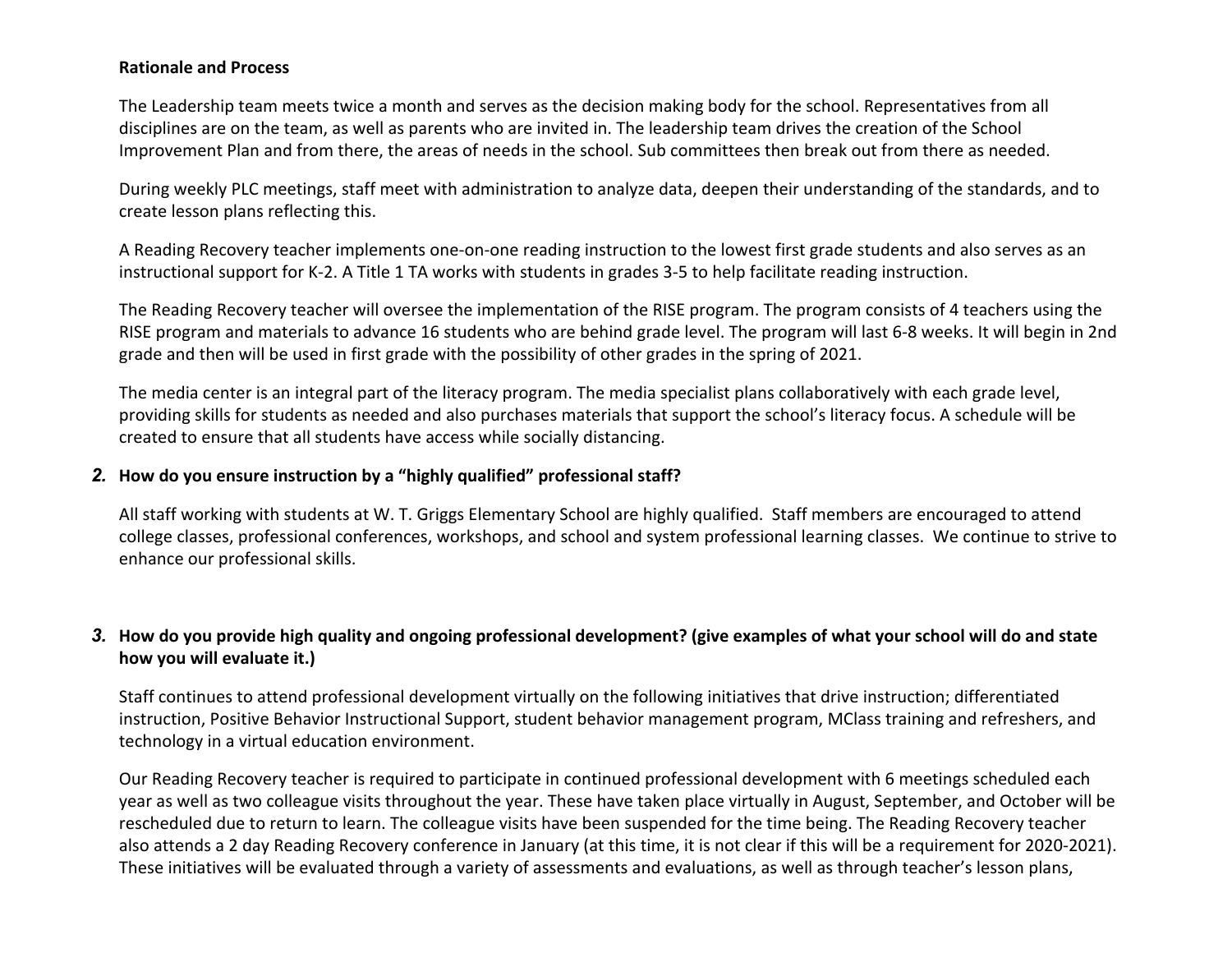**Rationale and Process**

The Leadership team meets twice a month and serves as the decision making body for the school. Representatives from all disciplines are on the team, as well as parents who are invited in. The leadership team drives the creation of the School Improvement Plan and from there, the areas of needs in the school. Sub committees then break out from there as needed.

During weekly PLC meetings, staff meet with administration to analyze data, deepen their understanding of the standards, and to create lesson plans reflecting this.

A Reading Recovery teacher implements one-on-one reading instruction to the lowest first grade students and also serves as an instructional support for K-2. A Title 1 TA works with students in grades 3-5 to help facilitate reading instruction.

The Reading Recovery teacher will oversee the implementation of the RISE program. The program consists of 4 teachers using the RISE program and materials to advance 16 students who are behind grade level. The program will last 6-8 weeks. It will begin in 2nd grade and then will be used in first grade with the possibility of other grades in the spring of 2021.

The media center is an integral part of the literacy program. The media specialist plans collaboratively with each grade level, providing skills for students as needed and also purchases materials that support the school's literacy focus. A schedule will be created to ensure that all students have access while socially distancing.

***2.*** **How do you ensure instruction by a "highly qualified" professional staff?**

All staff working with students at W. T. Griggs Elementary School are highly qualified. Staff members are encouraged to attend college classes, professional conferences, workshops, and school and system professional learning classes. We continue to strive to enhance our professional skills.

***3.*** **How do you provide high quality and ongoing professional development? (give examples of what your school will do and state how you will evaluate it.)**

Staff continues to attend professional development virtually on the following initiatives that drive instruction; differentiated instruction, Positive Behavior Instructional Support, student behavior management program, MClass training and refreshers, and technology in a virtual education environment.

Our Reading Recovery teacher is required to participate in continued professional development with 6 meetings scheduled each year as well as two colleague visits throughout the year. These have taken place virtually in August, September, and October will be rescheduled due to return to learn. The colleague visits have been suspended for the time being. The Reading Recovery teacher also attends a 2 day Reading Recovery conference in January (at this time, it is not clear if this will be a requirement for 2020-2021). These initiatives will be evaluated through a variety of assessments and evaluations, as well as through teacher's lesson plans,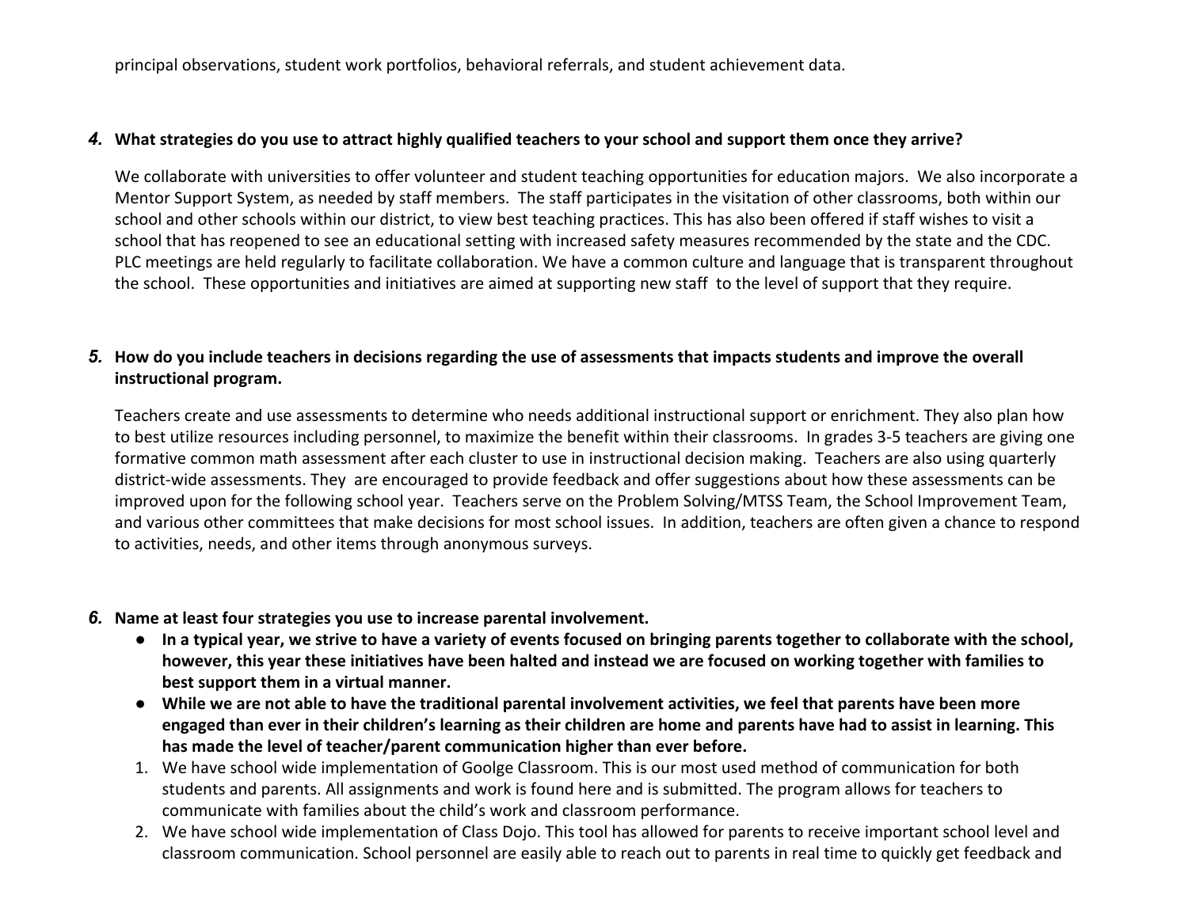principal observations, student work portfolios, behavioral referrals, and student achievement data.

4. **What strategies do you use to attract highly qualified teachers to your school and support them once they arrive?**

We collaborate with universities to offer volunteer and student teaching opportunities for education majors. We also incorporate a Mentor Support System, as needed by staff members. The staff participates in the visitation of other classrooms, both within our school and other schools within our district, to view best teaching practices. This has also been offered if staff wishes to visit a school that has reopened to see an educational setting with increased safety measures recommended by the state and the CDC. PLC meetings are held regularly to facilitate collaboration. We have a common culture and language that is transparent throughout the school. These opportunities and initiatives are aimed at supporting new staff to the level of support that they require.

5. **How do you include teachers in decisions regarding the use of assessments that impacts students and improve the overall instructional program.**

Teachers create and use assessments to determine who needs additional instructional support or enrichment. They also plan how to best utilize resources including personnel, to maximize the benefit within their classrooms. In grades 3-5 teachers are giving one formative common math assessment after each cluster to use in instructional decision making. Teachers are also using quarterly district-wide assessments. They are encouraged to provide feedback and offer suggestions about how these assessments can be improved upon for the following school year. Teachers serve on the Problem Solving/MTSS Team, the School Improvement Team, and various other committees that make decisions for most school issues. In addition, teachers are often given a chance to respond to activities, needs, and other items through anonymous surveys.

6. **Name at least four strategies you use to increase parental involvement.**

- **In a typical year, we strive to have a variety of events focused on bringing parents together to collaborate with the school, however, this year these initiatives have been halted and instead we are focused on working together with families to best support them in a virtual manner.**
- **While we are not able to have the traditional parental involvement activities, we feel that parents have been more engaged than ever in their children's learning as their children are home and parents have had to assist in learning. This has made the level of teacher/parent communication higher than ever before.**

1. We have school wide implementation of Goolge Classroom. This is our most used method of communication for both students and parents. All assignments and work is found here and is submitted. The program allows for teachers to communicate with families about the child's work and classroom performance.
2. We have school wide implementation of Class Dojo. This tool has allowed for parents to receive important school level and classroom communication. School personnel are easily able to reach out to parents in real time to quickly get feedback and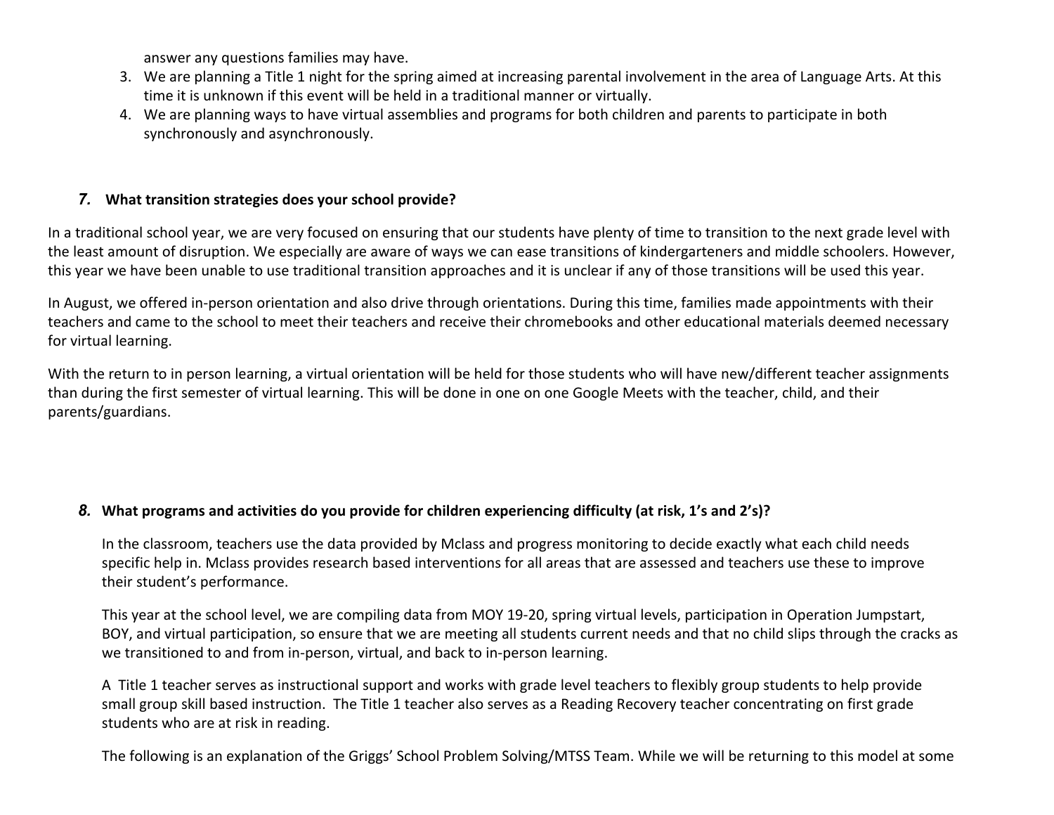answer any questions families may have.

3. We are planning a Title 1 night for the spring aimed at increasing parental involvement in the area of Language Arts. At this time it is unknown if this event will be held in a traditional manner or virtually.
4. We are planning ways to have virtual assemblies and programs for both children and parents to participate in both synchronously and asynchronously.

### *7.* What transition strategies does your school provide?

In a traditional school year, we are very focused on ensuring that our students have plenty of time to transition to the next grade level with the least amount of disruption. We especially are aware of ways we can ease transitions of kindergarteners and middle schoolers. However, this year we have been unable to use traditional transition approaches and it is unclear if any of those transitions will be used this year.

In August, we offered in-person orientation and also drive through orientations. During this time, families made appointments with their teachers and came to the school to meet their teachers and receive their chromebooks and other educational materials deemed necessary for virtual learning.

With the return to in person learning, a virtual orientation will be held for those students who will have new/different teacher assignments than during the first semester of virtual learning. This will be done in one on one Google Meets with the teacher, child, and their parents/guardians.

### *8.* What programs and activities do you provide for children experiencing difficulty (at risk, 1's and 2's)?

In the classroom, teachers use the data provided by Mclass and progress monitoring to decide exactly what each child needs specific help in. Mclass provides research based interventions for all areas that are assessed and teachers use these to improve their student's performance.

This year at the school level, we are compiling data from MOY 19-20, spring virtual levels, participation in Operation Jumpstart, BOY, and virtual participation, so ensure that we are meeting all students current needs and that no child slips through the cracks as we transitioned to and from in-person, virtual, and back to in-person learning.

A Title 1 teacher serves as instructional support and works with grade level teachers to flexibly group students to help provide small group skill based instruction. The Title 1 teacher also serves as a Reading Recovery teacher concentrating on first grade students who are at risk in reading.

The following is an explanation of the Griggs' School Problem Solving/MTSS Team. While we will be returning to this model at some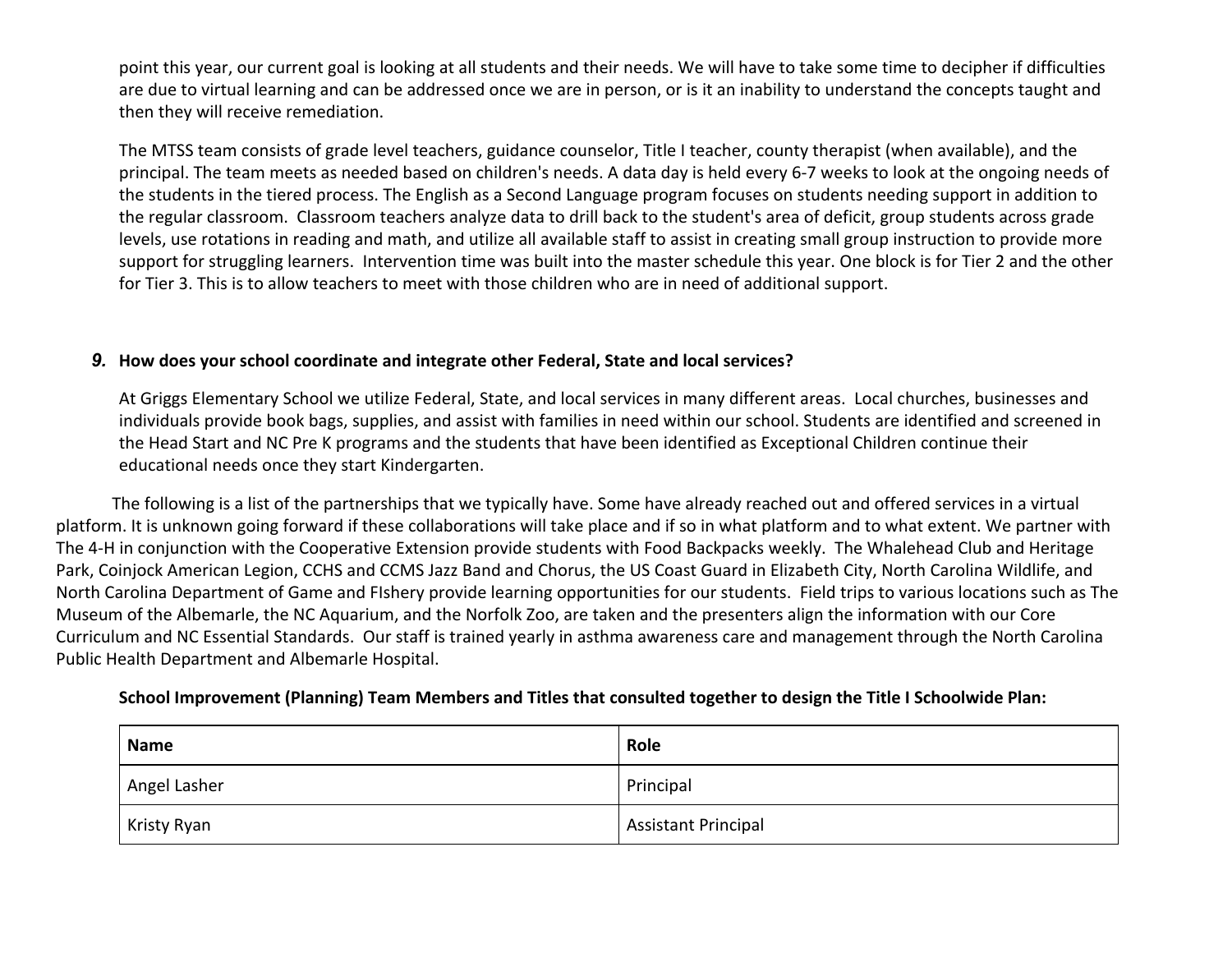point this year, our current goal is looking at all students and their needs. We will have to take some time to decipher if difficulties are due to virtual learning and can be addressed once we are in person, or is it an inability to understand the concepts taught and then they will receive remediation.

The MTSS team consists of grade level teachers, guidance counselor, Title I teacher, county therapist (when available), and the principal. The team meets as needed based on children's needs. A data day is held every 6-7 weeks to look at the ongoing needs of the students in the tiered process. The English as a Second Language program focuses on students needing support in addition to the regular classroom. Classroom teachers analyze data to drill back to the student's area of deficit, group students across grade levels, use rotations in reading and math, and utilize all available staff to assist in creating small group instruction to provide more support for struggling learners. Intervention time was built into the master schedule this year. One block is for Tier 2 and the other for Tier 3. This is to allow teachers to meet with those children who are in need of additional support.

***9.*** **How does your school coordinate and integrate other Federal, State and local services?**

At Griggs Elementary School we utilize Federal, State, and local services in many different areas. Local churches, businesses and individuals provide book bags, supplies, and assist with families in need within our school. Students are identified and screened in the Head Start and NC Pre K programs and the students that have been identified as Exceptional Children continue their educational needs once they start Kindergarten.

The following is a list of the partnerships that we typically have. Some have already reached out and offered services in a virtual platform. It is unknown going forward if these collaborations will take place and if so in what platform and to what extent. We partner with The 4-H in conjunction with the Cooperative Extension provide students with Food Backpacks weekly. The Whalehead Club and Heritage Park, Coinjock American Legion, CCHS and CCMS Jazz Band and Chorus, the US Coast Guard in Elizabeth City, North Carolina Wildlife, and North Carolina Department of Game and FIshery provide learning opportunities for our students. Field trips to various locations such as The Museum of the Albemarle, the NC Aquarium, and the Norfolk Zoo, are taken and the presenters align the information with our Core Curriculum and NC Essential Standards. Our staff is trained yearly in asthma awareness care and management through the North Carolina Public Health Department and Albemarle Hospital.

**School Improvement (Planning) Team Members and Titles that consulted together to design the Title I Schoolwide Plan:**

| Name | Role |
|---|---|
| Angel Lasher | Principal |
| Kristy Ryan | Assistant Principal |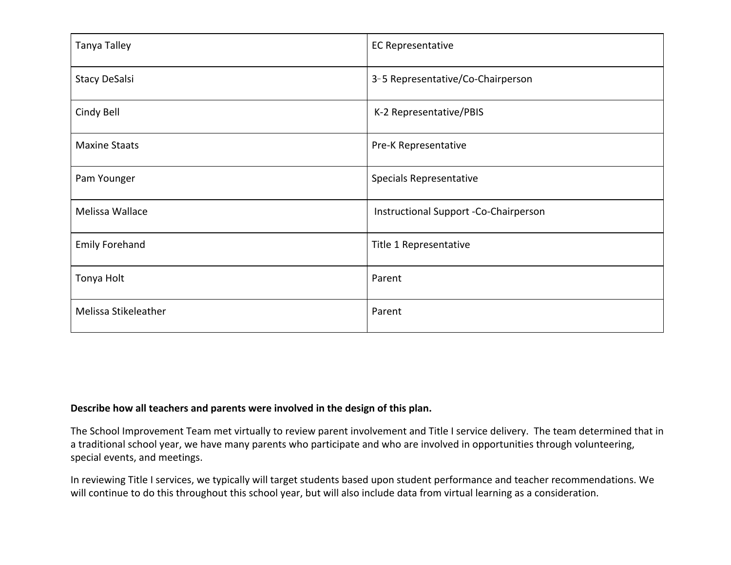| Tanya Talley | EC Representative |
|---|---|
| Stacy DeSalsi | 3-5 Representative/Co-Chairperson |
| Cindy Bell | K-2 Representative/PBIS |
| Maxine Staats | Pre-K Representative |
| Pam Younger | Specials Representative |
| Melissa Wallace | Instructional Support -Co-Chairperson |
| Emily Forehand | Title 1 Representative |
| Tonya Holt | Parent |
| Melissa Stikeleather | Parent |

**Describe how all teachers and parents were involved in the design of this plan.**

The School Improvement Team met virtually to review parent involvement and Title I service delivery. The team determined that in a traditional school year, we have many parents who participate and who are involved in opportunities through volunteering, special events, and meetings.

In reviewing Title I services, we typically will target students based upon student performance and teacher recommendations. We will continue to do this throughout this school year, but will also include data from virtual learning as a consideration.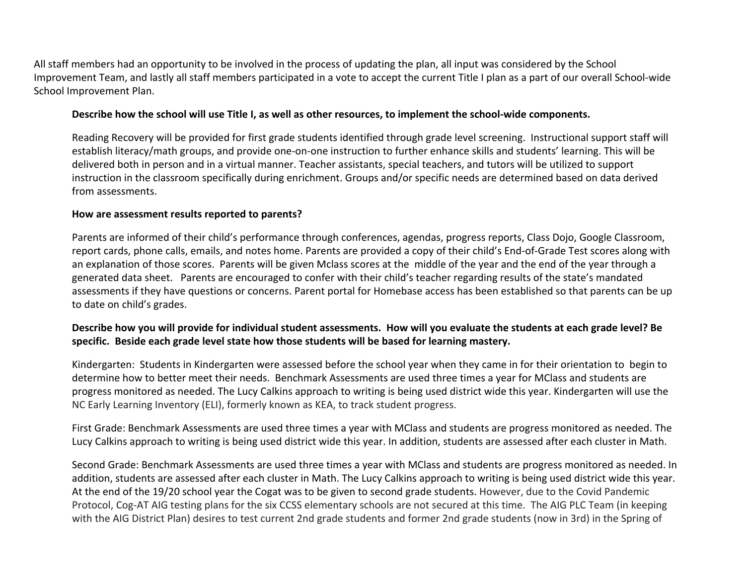All staff members had an opportunity to be involved in the process of updating the plan, all input was considered by the School Improvement Team, and lastly all staff members participated in a vote to accept the current Title I plan as a part of our overall School-wide School Improvement Plan.

**Describe how the school will use Title I, as well as other resources, to implement the school-wide components.**

Reading Recovery will be provided for first grade students identified through grade level screening. Instructional support staff will establish literacy/math groups, and provide one-on-one instruction to further enhance skills and students' learning. This will be delivered both in person and in a virtual manner. Teacher assistants, special teachers, and tutors will be utilized to support instruction in the classroom specifically during enrichment. Groups and/or specific needs are determined based on data derived from assessments.

**How are assessment results reported to parents?**

Parents are informed of their child's performance through conferences, agendas, progress reports, Class Dojo, Google Classroom, report cards, phone calls, emails, and notes home. Parents are provided a copy of their child's End-of-Grade Test scores along with an explanation of those scores. Parents will be given Mclass scores at the middle of the year and the end of the year through a generated data sheet. Parents are encouraged to confer with their child's teacher regarding results of the state's mandated assessments if they have questions or concerns. Parent portal for Homebase access has been established so that parents can be up to date on child's grades.

**Describe how you will provide for individual student assessments. How will you evaluate the students at each grade level? Be specific. Beside each grade level state how those students will be based for learning mastery.**

Kindergarten: Students in Kindergarten were assessed before the school year when they came in for their orientation to begin to determine how to better meet their needs. Benchmark Assessments are used three times a year for MClass and students are progress monitored as needed. The Lucy Calkins approach to writing is being used district wide this year. Kindergarten will use the NC Early Learning Inventory (ELI), formerly known as KEA, to track student progress.

First Grade: Benchmark Assessments are used three times a year with MClass and students are progress monitored as needed. The Lucy Calkins approach to writing is being used district wide this year. In addition, students are assessed after each cluster in Math.

Second Grade: Benchmark Assessments are used three times a year with MClass and students are progress monitored as needed. In addition, students are assessed after each cluster in Math. The Lucy Calkins approach to writing is being used district wide this year. At the end of the 19/20 school year the Cogat was to be given to second grade students. However, due to the Covid Pandemic Protocol, Cog-AT AIG testing plans for the six CCSS elementary schools are not secured at this time. The AIG PLC Team (in keeping with the AIG District Plan) desires to test current 2nd grade students and former 2nd grade students (now in 3rd) in the Spring of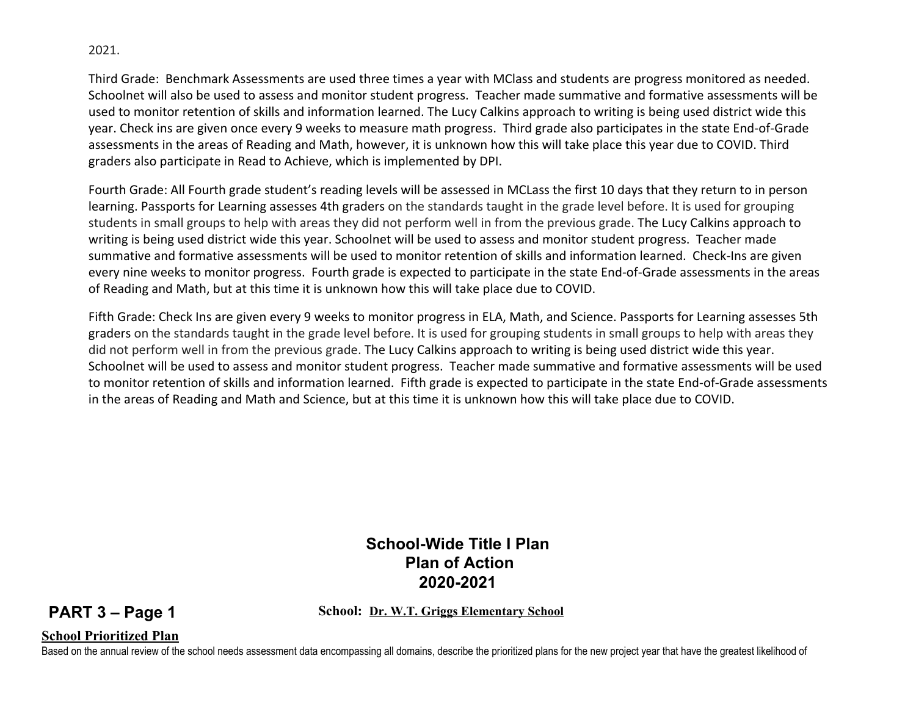2021.

Third Grade: Benchmark Assessments are used three times a year with MClass and students are progress monitored as needed. Schoolnet will also be used to assess and monitor student progress. Teacher made summative and formative assessments will be used to monitor retention of skills and information learned. The Lucy Calkins approach to writing is being used district wide this year. Check ins are given once every 9 weeks to measure math progress. Third grade also participates in the state End-of-Grade assessments in the areas of Reading and Math, however, it is unknown how this will take place this year due to COVID. Third graders also participate in Read to Achieve, which is implemented by DPI.

Fourth Grade: All Fourth grade student's reading levels will be assessed in MCLass the first 10 days that they return to in person learning. Passports for Learning assesses 4th graders on the standards taught in the grade level before. It is used for grouping students in small groups to help with areas they did not perform well in from the previous grade. The Lucy Calkins approach to writing is being used district wide this year. Schoolnet will be used to assess and monitor student progress. Teacher made summative and formative assessments will be used to monitor retention of skills and information learned. Check-Ins are given every nine weeks to monitor progress. Fourth grade is expected to participate in the state End-of-Grade assessments in the areas of Reading and Math, but at this time it is unknown how this will take place due to COVID.

Fifth Grade: Check Ins are given every 9 weeks to monitor progress in ELA, Math, and Science. Passports for Learning assesses 5th graders on the standards taught in the grade level before. It is used for grouping students in small groups to help with areas they did not perform well in from the previous grade. The Lucy Calkins approach to writing is being used district wide this year. Schoolnet will be used to assess and monitor student progress. Teacher made summative and formative assessments will be used to monitor retention of skills and information learned. Fifth grade is expected to participate in the state End-of-Grade assessments in the areas of Reading and Math and Science, but at this time it is unknown how this will take place due to COVID.

# School-Wide Title I Plan
# Plan of Action
# 2020-2021

## PART 3 – Page 1

**School: Dr. W.T. Griggs Elementary School**

### School Prioritized Plan

Based on the annual review of the school needs assessment data encompassing all domains, describe the prioritized plans for the new project year that have the greatest likelihood of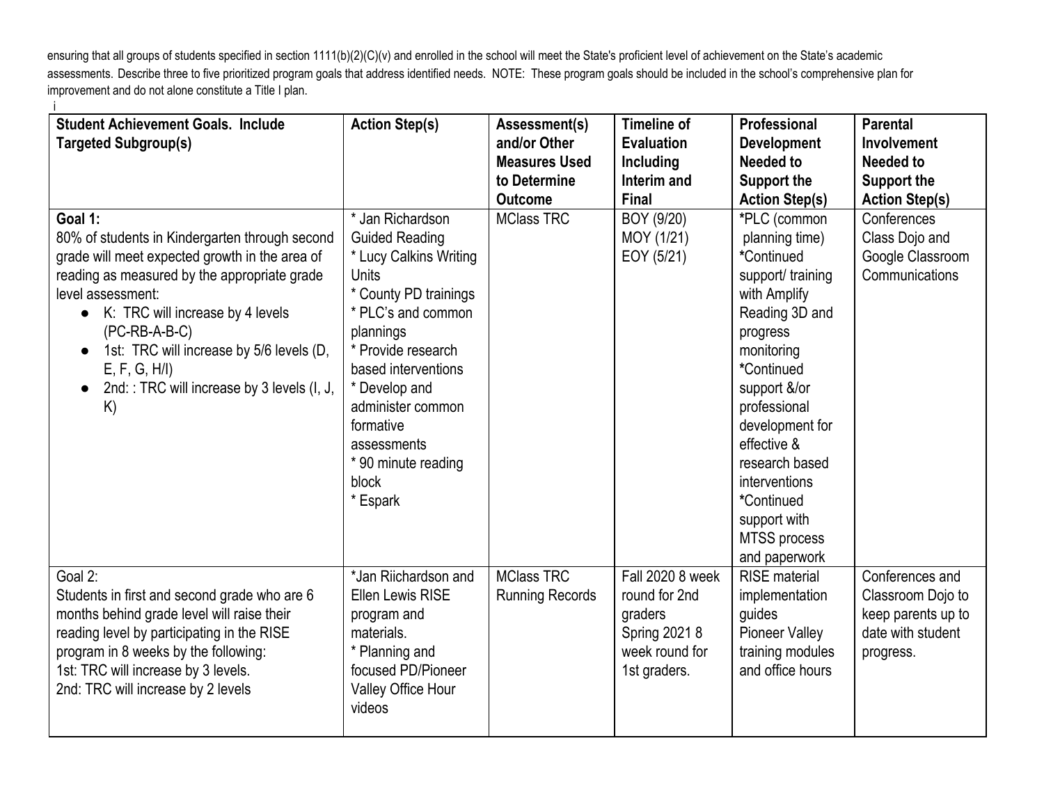ensuring that all groups of students specified in section 1111(b)(2)(C)(v) and enrolled in the school will meet the State's proficient level of achievement on the State's academic assessments. Describe three to five prioritized program goals that address identified needs. NOTE: These program goals should be included in the school's comprehensive plan for improvement and do not alone constitute a Title I plan.

i

| Student Achievement Goals. Include Targeted Subgroup(s) | Action Step(s) | Assessment(s) and/or Other Measures Used to Determine Outcome | Timeline of Evaluation Including Interim and Final | Professional Development Needed to Support the Action Step(s) | Parental Involvement Needed to Support the Action Step(s) |
|---|---|---|---|---|---|
| **Goal 1:**<br>80% of students in Kindergarten through second grade will meet expected growth in the area of reading as measured by the appropriate grade level assessment:<br>● K: TRC will increase by 4 levels (PC-RB-A-B-C)<br>● 1st: TRC will increase by 5/6 levels (D, E, F, G, H/I)<br>● 2nd: : TRC will increase by 3 levels (I, J, K) | * Jan Richardson Guided Reading<br>* Lucy Calkins Writing Units<br>* County PD trainings<br>* PLC's and common plannings<br>* Provide research based interventions<br>* Develop and administer common formative assessments<br>* 90 minute reading block<br>* Espark | MClass TRC | BOY (9/20)<br>MOY (1/21)<br>EOY (5/21) | *PLC (common planning time)<br>*Continued support/ training with Amplify Reading 3D and progress monitoring<br>*Continued support &/or professional development for effective & research based interventions<br>*Continued support with MTSS process and paperwork | Conferences<br>Class Dojo and Google Classroom Communications |
| Goal 2:<br>Students in first and second grade who are 6 months behind grade level will raise their reading level by participating in the RISE program in 8 weeks by the following:<br>1st: TRC will increase by 3 levels.<br>2nd: TRC will increase by 2 levels | *Jan Riichardson and Ellen Lewis RISE program and materials.<br>* Planning and focused PD/Pioneer Valley Office Hour videos | MClass TRC<br>Running Records | Fall 2020 8 week round for 2nd graders<br>Spring 2021 8 week round for 1st graders. | RISE material implementation guides<br>Pioneer Valley training modules and office hours | Conferences and Classroom Dojo to keep parents up to date with student progress. |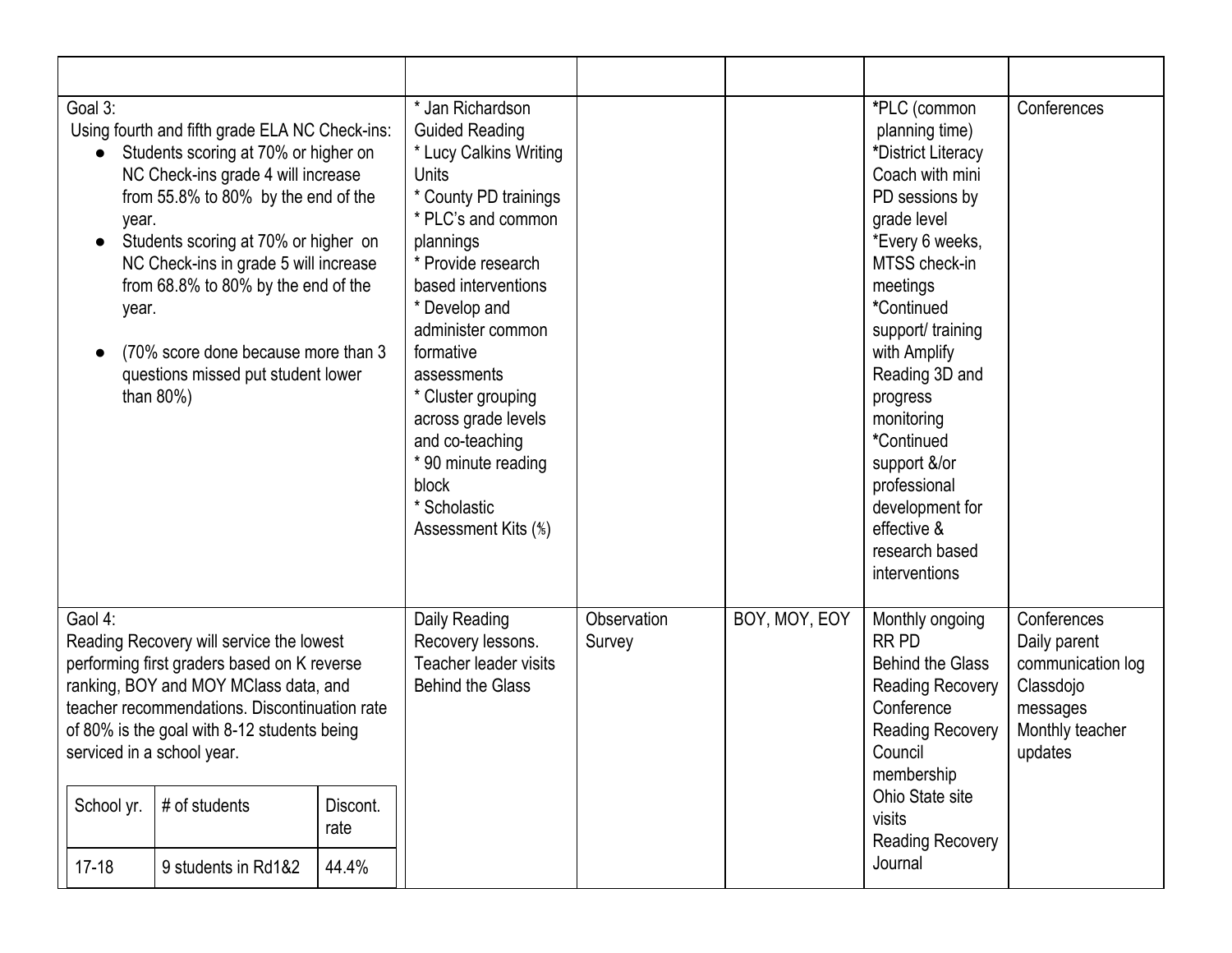| | | | | | |
|---|---|---|---|---|---|
| Goal 3:<br>Using fourth and fifth grade ELA NC Check-ins:<br>● Students scoring at 70% or higher on NC Check-ins grade 4 will increase from 55.8% to 80% by the end of the year.<br>● Students scoring at 70% or higher on NC Check-ins in grade 5 will increase from 68.8% to 80% by the end of the year.<br>● (70% score done because more than 3 questions missed put student lower than 80%) | * Jan Richardson Guided Reading<br>* Lucy Calkins Writing Units<br>* County PD trainings<br>* PLC's and common plannings<br>* Provide research based interventions<br>* Develop and administer common formative assessments<br>* Cluster grouping across grade levels and co-teaching<br>* 90 minute reading block<br>* Scholastic Assessment Kits (4/5) | | | *PLC (common planning time)<br>*District Literacy Coach with mini PD sessions by grade level<br>*Every 6 weeks, MTSS check-in meetings<br>*Continued support/ training with Amplify Reading 3D and progress monitoring<br>*Continued support &/or professional development for effective & research based interventions | Conferences |
| Gaol 4:<br>Reading Recovery will service the lowest performing first graders based on K reverse ranking, BOY and MOY MClass data, and teacher recommendations. Discontinuation rate of 80% is the goal with 8-12 students being serviced in a school year.<br><br>School yr. / # of students / Discont. rate<br>17-18 / 9 students in Rd1&2 / 44.4% | Daily Reading Recovery lessons.<br>Teacher leader visits<br>Behind the Glass | Observation Survey | BOY, MOY, EOY | Monthly ongoing RR PD<br>Behind the Glass<br>Reading Recovery Conference<br>Reading Recovery Council membership<br>Ohio State site visits<br>Reading Recovery Journal | Conferences<br>Daily parent communication log<br>Classdojo messages<br>Monthly teacher updates |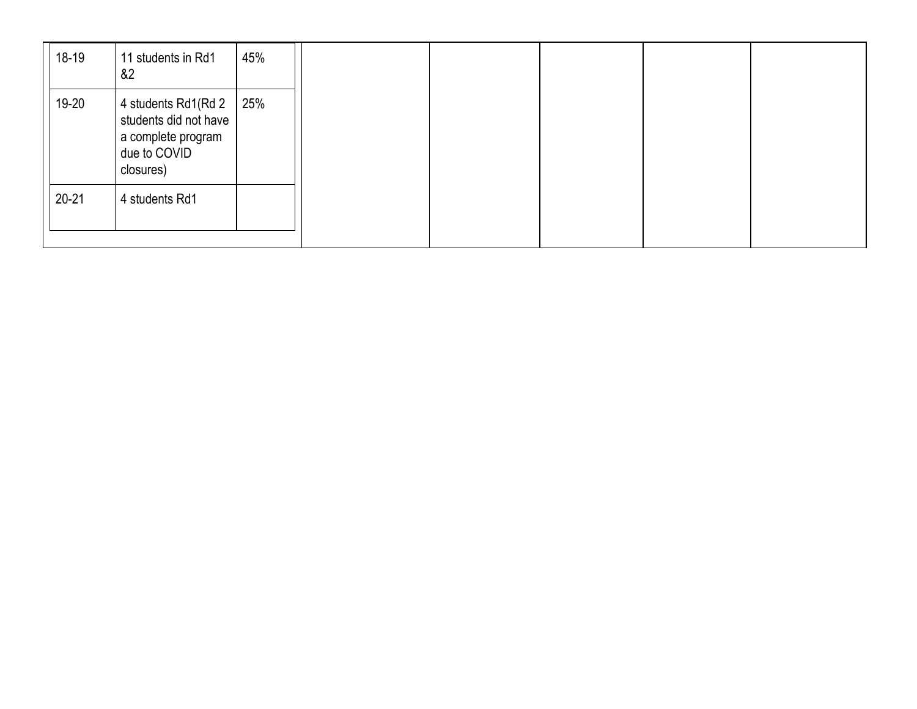| | | | | | | |
|---|---|---|---|---|---|---|
| 18-19 \| 11 students in Rd1 &2 \| 45% | | | | | | |
| 19-20 \| 4 students Rd1(Rd 2 students did not have a complete program due to COVID closures) \| 25% | | | | | | |
| 20-21 \| 4 students Rd1 \| | | | | | | |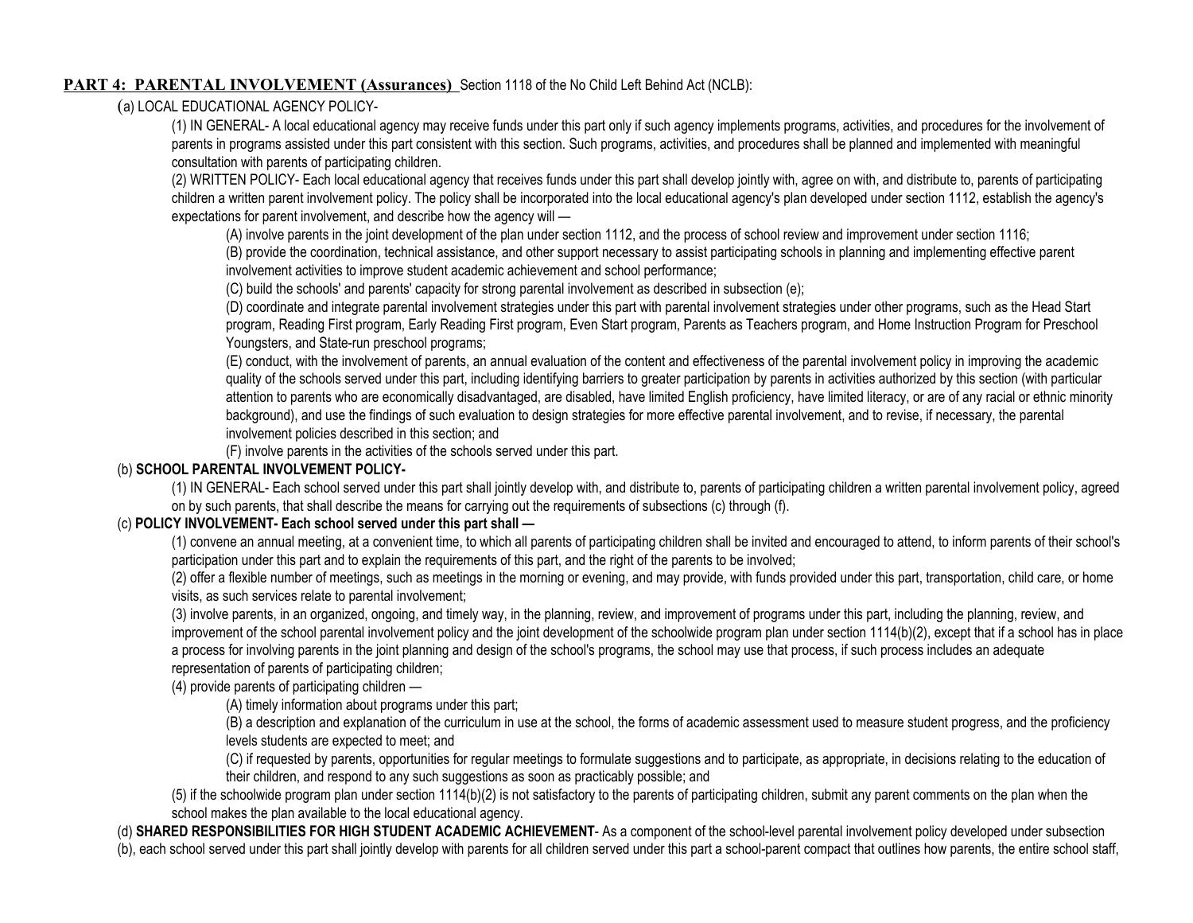**PART 4: PARENTAL INVOLVEMENT (Assurances)** Section 1118 of the No Child Left Behind Act (NCLB):

(a) LOCAL EDUCATIONAL AGENCY POLICY-

(1) IN GENERAL- A local educational agency may receive funds under this part only if such agency implements programs, activities, and procedures for the involvement of parents in programs assisted under this part consistent with this section. Such programs, activities, and procedures shall be planned and implemented with meaningful consultation with parents of participating children.

(2) WRITTEN POLICY- Each local educational agency that receives funds under this part shall develop jointly with, agree on with, and distribute to, parents of participating children a written parent involvement policy. The policy shall be incorporated into the local educational agency's plan developed under section 1112, establish the agency's expectations for parent involvement, and describe how the agency will —

(A) involve parents in the joint development of the plan under section 1112, and the process of school review and improvement under section 1116;

(B) provide the coordination, technical assistance, and other support necessary to assist participating schools in planning and implementing effective parent involvement activities to improve student academic achievement and school performance;

(C) build the schools' and parents' capacity for strong parental involvement as described in subsection (e);

(D) coordinate and integrate parental involvement strategies under this part with parental involvement strategies under other programs, such as the Head Start program, Reading First program, Early Reading First program, Even Start program, Parents as Teachers program, and Home Instruction Program for Preschool Youngsters, and State-run preschool programs;

(E) conduct, with the involvement of parents, an annual evaluation of the content and effectiveness of the parental involvement policy in improving the academic quality of the schools served under this part, including identifying barriers to greater participation by parents in activities authorized by this section (with particular attention to parents who are economically disadvantaged, are disabled, have limited English proficiency, have limited literacy, or are of any racial or ethnic minority background), and use the findings of such evaluation to design strategies for more effective parental involvement, and to revise, if necessary, the parental involvement policies described in this section; and

(F) involve parents in the activities of the schools served under this part.

(b) **SCHOOL PARENTAL INVOLVEMENT POLICY-**

(1) IN GENERAL- Each school served under this part shall jointly develop with, and distribute to, parents of participating children a written parental involvement policy, agreed on by such parents, that shall describe the means for carrying out the requirements of subsections (c) through (f).

(c) **POLICY INVOLVEMENT- Each school served under this part shall —**

(1) convene an annual meeting, at a convenient time, to which all parents of participating children shall be invited and encouraged to attend, to inform parents of their school's participation under this part and to explain the requirements of this part, and the right of the parents to be involved;

(2) offer a flexible number of meetings, such as meetings in the morning or evening, and may provide, with funds provided under this part, transportation, child care, or home visits, as such services relate to parental involvement;

(3) involve parents, in an organized, ongoing, and timely way, in the planning, review, and improvement of programs under this part, including the planning, review, and improvement of the school parental involvement policy and the joint development of the schoolwide program plan under section 1114(b)(2), except that if a school has in place a process for involving parents in the joint planning and design of the school's programs, the school may use that process, if such process includes an adequate representation of parents of participating children;

(4) provide parents of participating children —

(A) timely information about programs under this part;

(B) a description and explanation of the curriculum in use at the school, the forms of academic assessment used to measure student progress, and the proficiency levels students are expected to meet; and

(C) if requested by parents, opportunities for regular meetings to formulate suggestions and to participate, as appropriate, in decisions relating to the education of their children, and respond to any such suggestions as soon as practicably possible; and

(5) if the schoolwide program plan under section 1114(b)(2) is not satisfactory to the parents of participating children, submit any parent comments on the plan when the school makes the plan available to the local educational agency.

(d) **SHARED RESPONSIBILITIES FOR HIGH STUDENT ACADEMIC ACHIEVEMENT**- As a component of the school-level parental involvement policy developed under subsection (b), each school served under this part shall jointly develop with parents for all children served under this part a school-parent compact that outlines how parents, the entire school staff,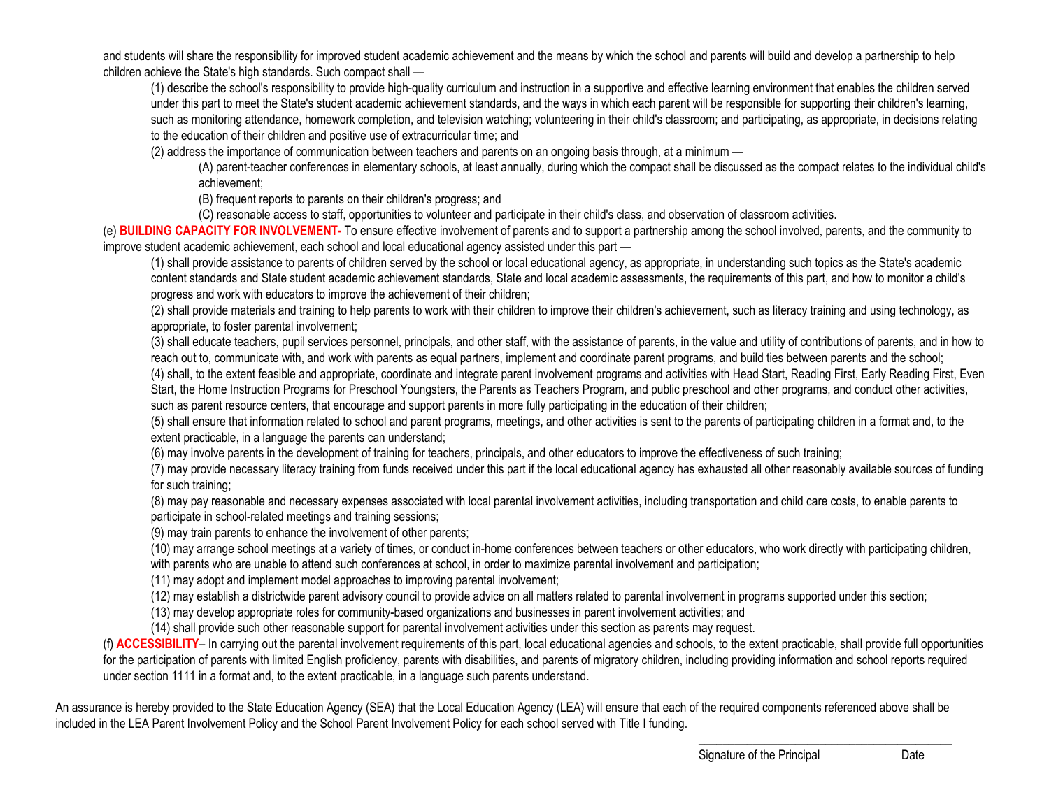and students will share the responsibility for improved student academic achievement and the means by which the school and parents will build and develop a partnership to help children achieve the State's high standards. Such compact shall —

(1) describe the school's responsibility to provide high-quality curriculum and instruction in a supportive and effective learning environment that enables the children served under this part to meet the State's student academic achievement standards, and the ways in which each parent will be responsible for supporting their children's learning, such as monitoring attendance, homework completion, and television watching; volunteering in their child's classroom; and participating, as appropriate, in decisions relating to the education of their children and positive use of extracurricular time; and

(2) address the importance of communication between teachers and parents on an ongoing basis through, at a minimum —

(A) parent-teacher conferences in elementary schools, at least annually, during which the compact shall be discussed as the compact relates to the individual child's achievement;

(B) frequent reports to parents on their children's progress; and

(C) reasonable access to staff, opportunities to volunteer and participate in their child's class, and observation of classroom activities.

(e) **BUILDING CAPACITY FOR INVOLVEMENT-** To ensure effective involvement of parents and to support a partnership among the school involved, parents, and the community to improve student academic achievement, each school and local educational agency assisted under this part —

(1) shall provide assistance to parents of children served by the school or local educational agency, as appropriate, in understanding such topics as the State's academic content standards and State student academic achievement standards, State and local academic assessments, the requirements of this part, and how to monitor a child's progress and work with educators to improve the achievement of their children;

(2) shall provide materials and training to help parents to work with their children to improve their children's achievement, such as literacy training and using technology, as appropriate, to foster parental involvement;

(3) shall educate teachers, pupil services personnel, principals, and other staff, with the assistance of parents, in the value and utility of contributions of parents, and in how to reach out to, communicate with, and work with parents as equal partners, implement and coordinate parent programs, and build ties between parents and the school;

(4) shall, to the extent feasible and appropriate, coordinate and integrate parent involvement programs and activities with Head Start, Reading First, Early Reading First, Even Start, the Home Instruction Programs for Preschool Youngsters, the Parents as Teachers Program, and public preschool and other programs, and conduct other activities, such as parent resource centers, that encourage and support parents in more fully participating in the education of their children;

(5) shall ensure that information related to school and parent programs, meetings, and other activities is sent to the parents of participating children in a format and, to the extent practicable, in a language the parents can understand;

(6) may involve parents in the development of training for teachers, principals, and other educators to improve the effectiveness of such training;

(7) may provide necessary literacy training from funds received under this part if the local educational agency has exhausted all other reasonably available sources of funding for such training;

(8) may pay reasonable and necessary expenses associated with local parental involvement activities, including transportation and child care costs, to enable parents to participate in school-related meetings and training sessions;

(9) may train parents to enhance the involvement of other parents;

(10) may arrange school meetings at a variety of times, or conduct in-home conferences between teachers or other educators, who work directly with participating children, with parents who are unable to attend such conferences at school, in order to maximize parental involvement and participation;

(11) may adopt and implement model approaches to improving parental involvement;

(12) may establish a districtwide parent advisory council to provide advice on all matters related to parental involvement in programs supported under this section;

(13) may develop appropriate roles for community-based organizations and businesses in parent involvement activities; and

(14) shall provide such other reasonable support for parental involvement activities under this section as parents may request.

(f) **ACCESSIBILITY**– In carrying out the parental involvement requirements of this part, local educational agencies and schools, to the extent practicable, shall provide full opportunities for the participation of parents with limited English proficiency, parents with disabilities, and parents of migratory children, including providing information and school reports required under section 1111 in a format and, to the extent practicable, in a language such parents understand.

An assurance is hereby provided to the State Education Agency (SEA) that the Local Education Agency (LEA) will ensure that each of the required components referenced above shall be included in the LEA Parent Involvement Policy and the School Parent Involvement Policy for each school served with Title I funding.

\_\_\_\_\_\_\_\_\_\_\_\_\_\_\_\_\_\_\_\_\_\_\_\_\_\_\_\_\_\_\_\_\_\_\_\_\_\_\_\_

Signature of the Principal Date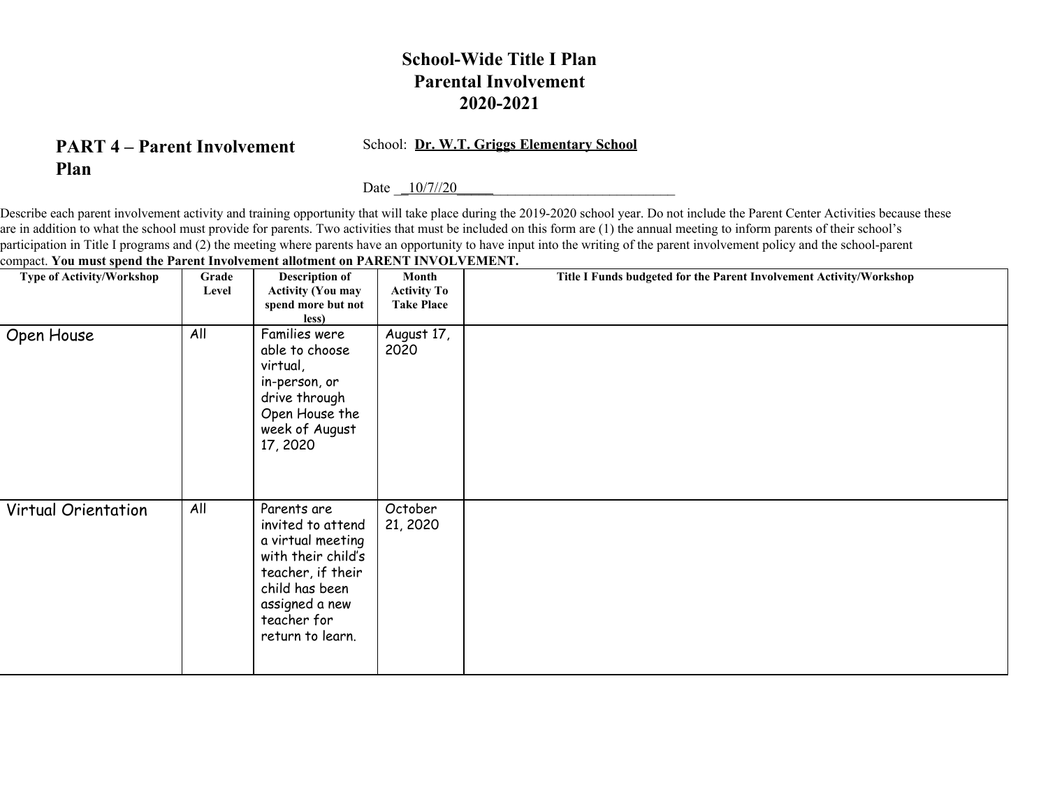# School-Wide Title I Plan
# Parental Involvement
# 2020-2021

## PART 4 – Parent Involvement Plan

School: **Dr. W.T. Griggs Elementary School**

Date \_\_10/7//20\_\_\_\_\_\_\_\_\_\_\_\_\_\_\_\_\_\_\_\_\_\_\_\_\_\_\_\_\_\_\_\_

Describe each parent involvement activity and training opportunity that will take place during the 2019-2020 school year. Do not include the Parent Center Activities because these are in addition to what the school must provide for parents. Two activities that must be included on this form are (1) the annual meeting to inform parents of their school's participation in Title I programs and (2) the meeting where parents have an opportunity to have input into the writing of the parent involvement policy and the school-parent compact. **You must spend the Parent Involvement allotment on PARENT INVOLVEMENT.**

| Type of Activity/Workshop | Grade Level | Description of Activity (You may spend more but not less) | Month Activity To Take Place | Title I Funds budgeted for the Parent Involvement Activity/Workshop |
|---|---|---|---|---|
| Open House | All | Families were able to choose virtual, in-person, or drive through Open House the week of August 17, 2020 | August 17, 2020 | |
| Virtual Orientation | All | Parents are invited to attend a virtual meeting with their child's teacher, if their child has been assigned a new teacher for return to learn. | October 21, 2020 | |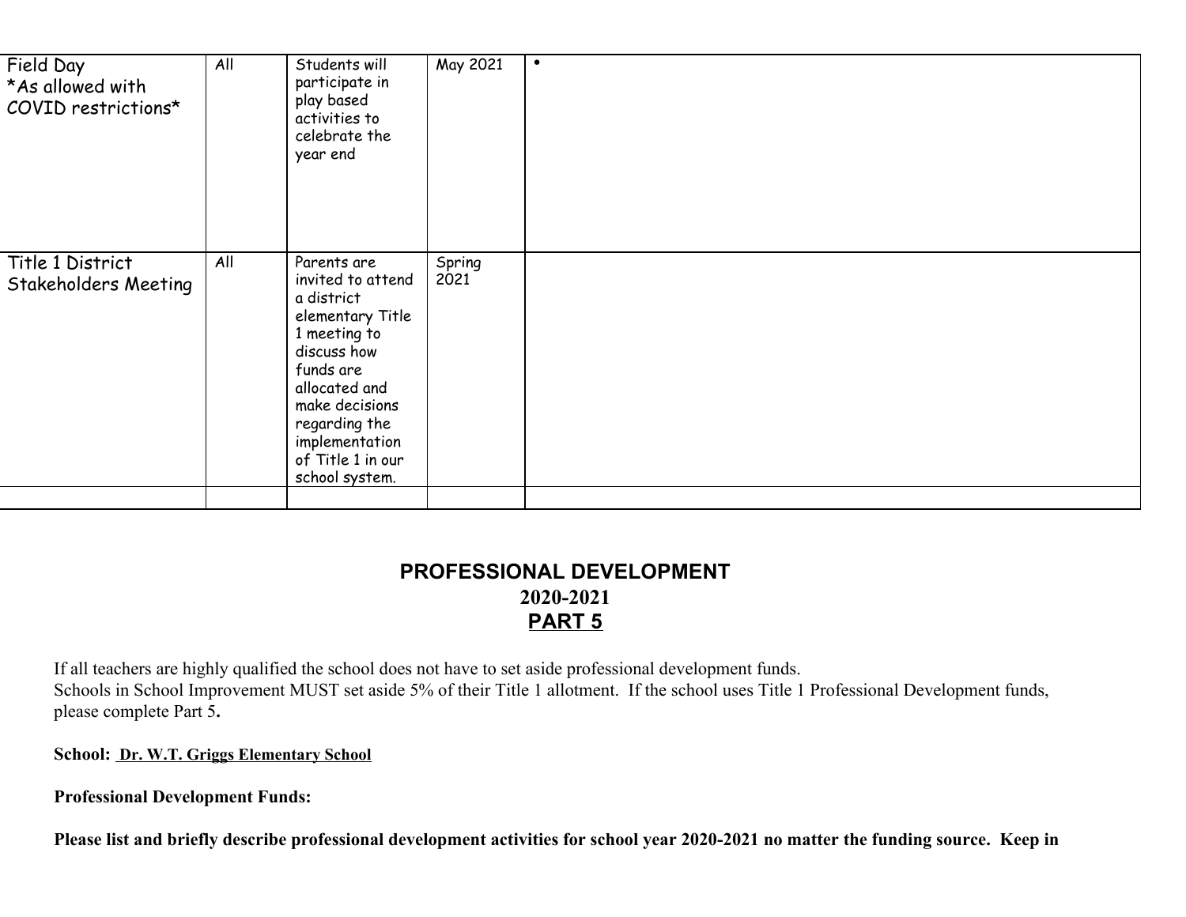| | | | | |
|---|---|---|---|---|
| Field Day *As allowed with COVID restrictions* | All | Students will participate in play based activities to celebrate the year end | May 2021 | • |
| Title 1 District Stakeholders Meeting | All | Parents are invited to attend a district elementary Title 1 meeting to discuss how funds are allocated and make decisions regarding the implementation of Title 1 in our school system. | Spring 2021 | |
| | | | | |

## PROFESSIONAL DEVELOPMENT
## 2020-2021
## PART 5

If all teachers are highly qualified the school does not have to set aside professional development funds.
Schools in School Improvement MUST set aside 5% of their Title 1 allotment. If the school uses Title 1 Professional Development funds, please complete Part 5**.**

**School:** **Dr. W.T. Griggs Elementary School**

**Professional Development Funds:**

**Please list and briefly describe professional development activities for school year 2020-2021 no matter the funding source. Keep in**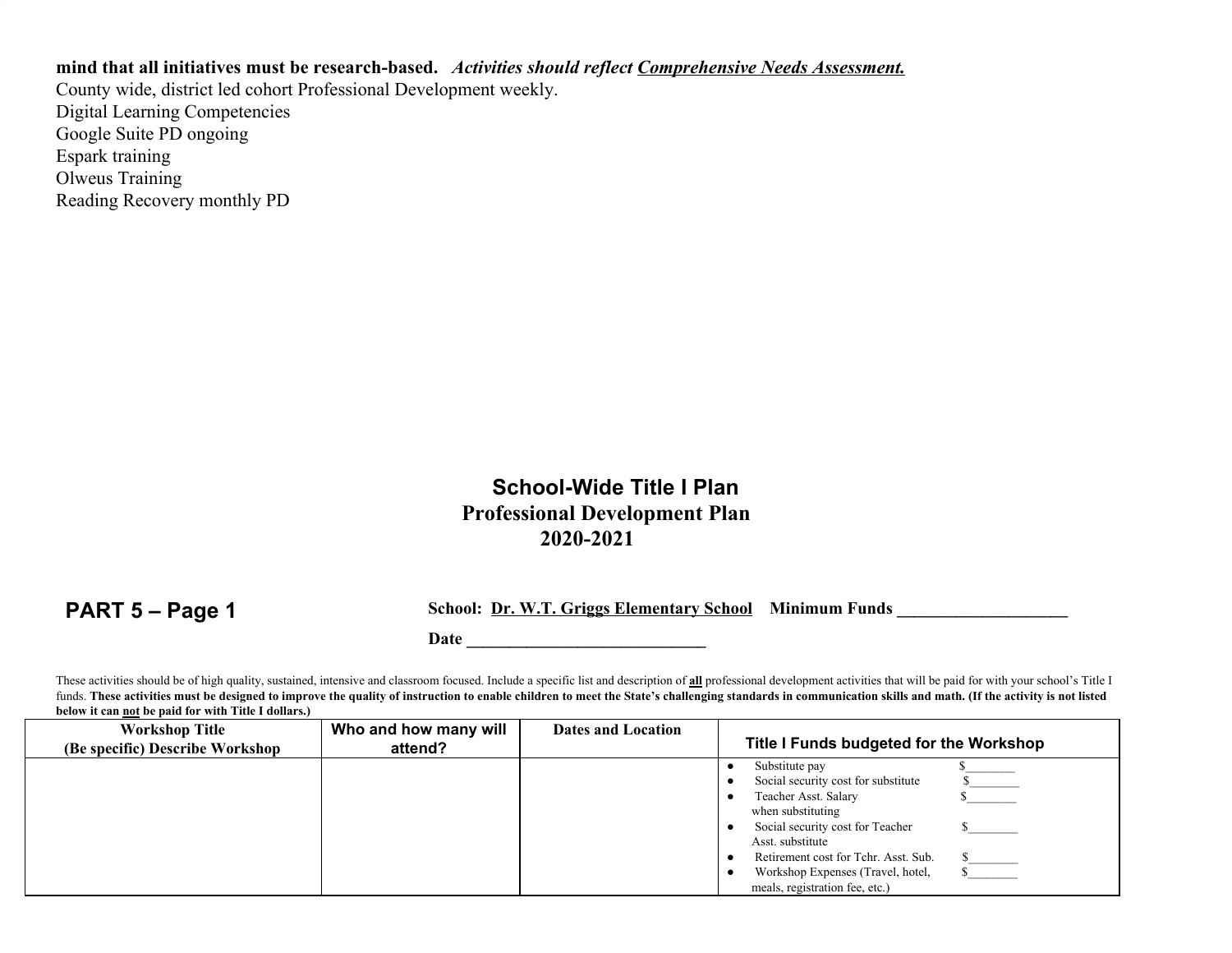**mind that all initiatives must be research-based.** ***Activities should reflect <u>Comprehensive Needs Assessment.</u>***

County wide, district led cohort Professional Development weekly.
Digital Learning Competencies
Google Suite PD ongoing
Espark training
Olweus Training
Reading Recovery monthly PD

# School-Wide Title I Plan
## Professional Development Plan
## 2020-2021

**PART 5 – Page 1**

**School: <u>Dr. W.T. Griggs Elementary School</u> Minimum Funds ____________________**

**Date _____________________________**

These activities should be of high quality, sustained, intensive and classroom focused. Include a specific list and description of **<u>all</u>** professional development activities that will be paid for with your school's Title I funds. **These activities must be designed to improve the quality of instruction to enable children to meet the State's challenging standards in communication skills and math. (If the activity is not listed below it can <u>not</u> be paid for with Title I dollars.)**

| Workshop Title (Be specific) Describe Workshop | Who and how many will attend? | Dates and Location | Title I Funds budgeted for the Workshop |
|---|---|---|---|
| | | | • Substitute pay $________<br>• Social security cost for substitute $________<br>• Teacher Asst. Salary when substituting $________<br>• Social security cost for Teacher Asst. substitute $________<br>• Retirement cost for Tchr. Asst. Sub. $________<br>• Workshop Expenses (Travel, hotel, meals, registration fee, etc.) $________ |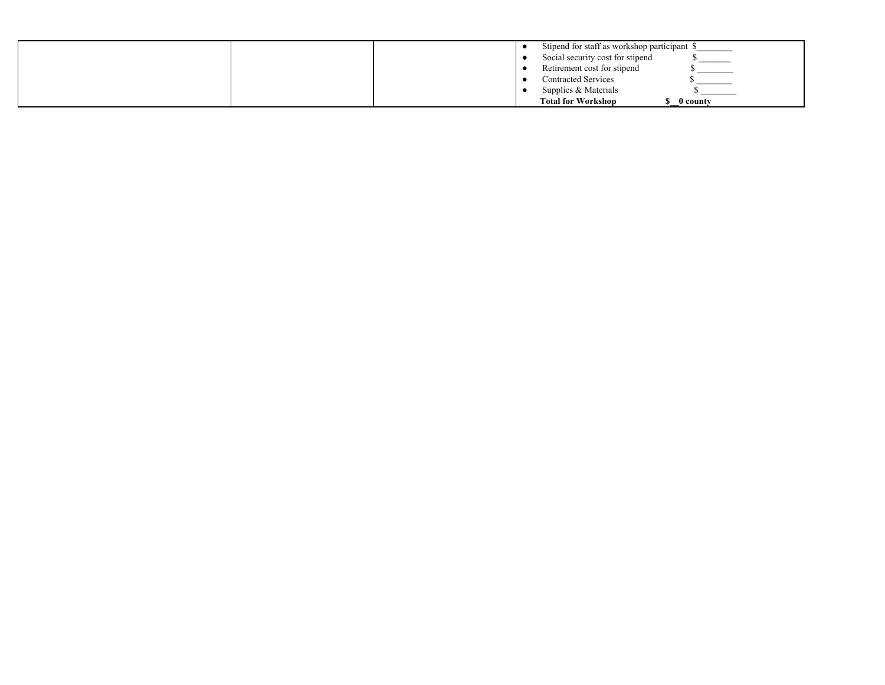| | | | |
|---|---|---|---|
| | | | • Stipend for staff as workshop participant $_______<br>• Social security cost for stipend $ _______<br>• Retirement cost for stipend $ ________<br>• Contracted Services $ ________<br>• Supplies & Materials $ ________<br>**Total for Workshop $__0 county** |